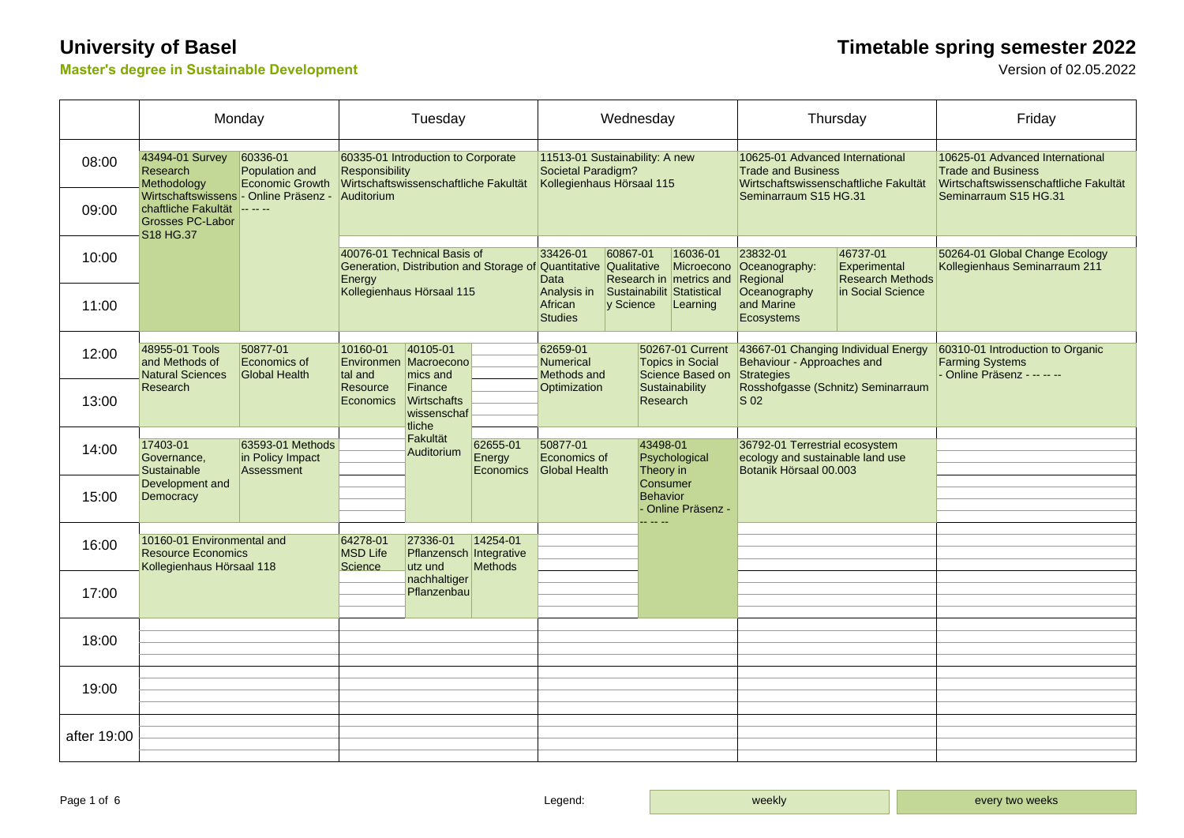# University of Basel

**Master's degree in Sustainable Development**

## Timetable spring semester 2022

Version of 02.05.2022

| | Monday | Tuesday | Wednesday | Thursday | Friday |
|---|---|---|---|---|---|
| 08:00–10:00 | 43494-01 Survey Research Methodology Wirtschaftswissenschaftliche Fakultät Grosses PC-Labor S18 HG.37; 60336-01 Population and Economic Growth - Online Präsenz - -- -- -- | 60335-01 Introduction to Corporate Responsibility Wirtschaftswissenschaftliche Fakultät Auditorium | 11513-01 Sustainability: A new Societal Paradigm? Kollegienhaus Hörsaal 115 | 10625-01 Advanced International Trade and Business Wirtschaftswissenschaftliche Fakultät Seminarraum S15 HG.31 | 10625-01 Advanced International Trade and Business Wirtschaftswissenschaftliche Fakultät Seminarraum S15 HG.31 |
| 10:00–12:00 | (43494-01 Survey Research Methodology, continued); (60336-01 Population and Economic Growth, continued) | 40076-01 Technical Basis of Generation, Distribution and Storage of Energy Kollegienhaus Hörsaal 115 | 33426-01 Quantitative Data Analysis in African Studies; 60867-01 Qualitative Research in Sustainability Science; 16036-01 Microeconometrics and Statistical Learning | 23832-01 Oceanography: Regional Oceanography and Marine Ecosystems; 46737-01 Experimental Research Methods in Social Science | 50264-01 Global Change Ecology Kollegienhaus Seminarraum 211 |
| 12:00–14:00 | 48955-01 Tools and Methods of Natural Sciences Research; 50877-01 Economics of Global Health | 10160-01 Environmental and Resource Economics; 40105-01 Macroeconomics and Finance Wirtschaftswissenschaftliche Fakultät Auditorium | 62659-01 Numerical Methods and Optimization; 50267-01 Current Topics in Social Science Based on Sustainability Research | 43667-01 Changing Individual Energy Behaviour - Approaches and Strategies Rosshofgasse (Schnitz) Seminarraum S 02 | 60310-01 Introduction to Organic Farming Systems - Online Präsenz - -- -- -- |
| 14:00–16:00 | 17403-01 Governance, Sustainable Development and Democracy; 63593-01 Methods in Policy Impact Assessment | (40105-01 Macroeconomics and Finance, continued); 62655-01 Energy Economics | 50877-01 Economics of Global Health; 43498-01 Psychological Theory in Consumer Behavior - Online Präsenz - -- -- -- | 36792-01 Terrestrial ecosystem ecology and sustainable land use Botanik Hörsaal 00.003 | |
| 16:00–18:00 | 10160-01 Environmental and Resource Economics Kollegienhaus Hörsaal 118 | 64278-01 MSD Life Science; 27336-01 Pflanzenschutz und nachhaltiger Pflanzenbau; 14254-01 Integrative Methods | (43498-01 Psychological Theory in Consumer Behavior, continued) | | |
| 18:00 | | | | | |
| 19:00 | | | | | |
| after 19:00 | | | | | |

Legend: weekly | every two weeks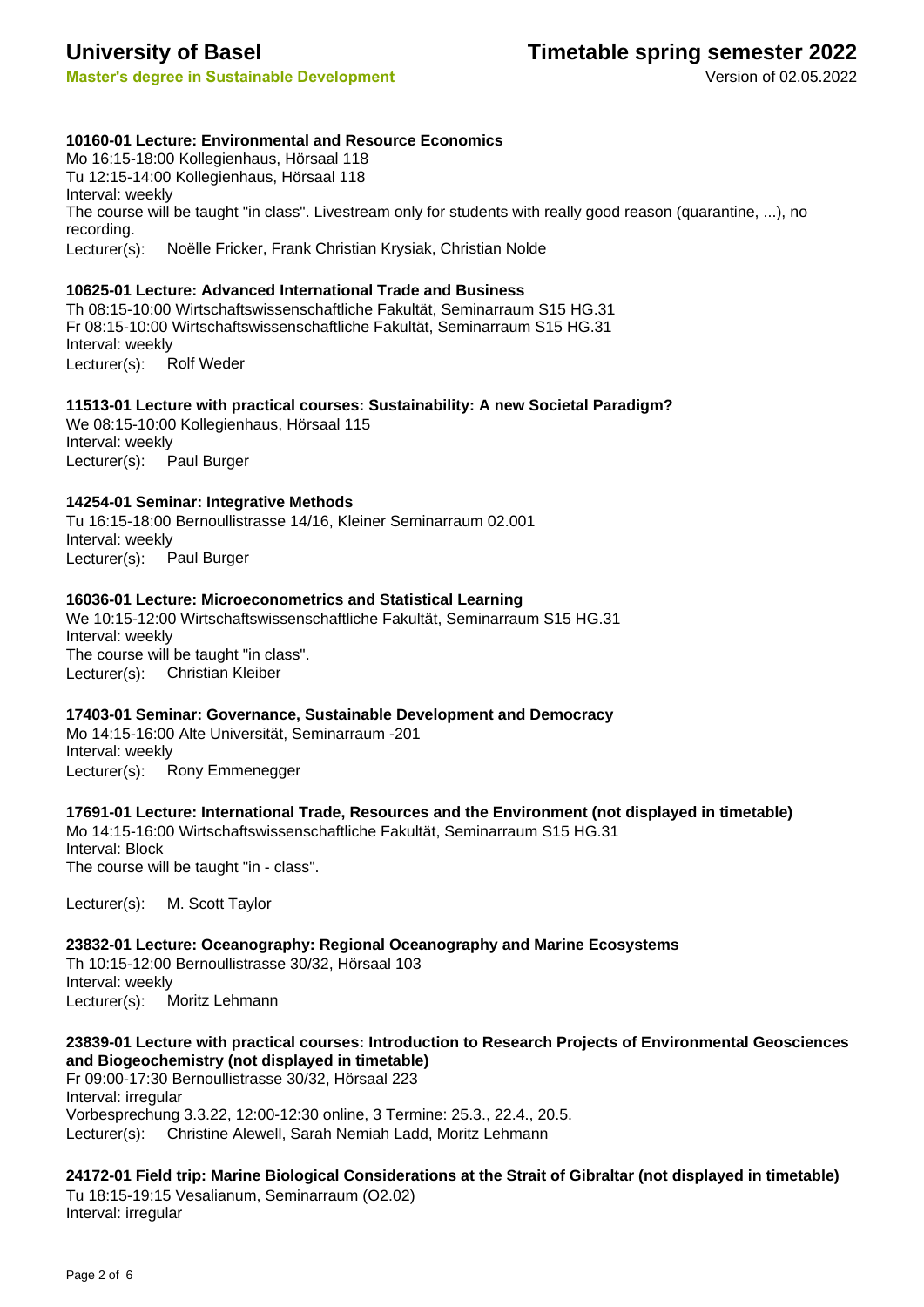**10160-01 Lecture: Environmental and Resource Economics**

Mo 16:15-18:00 Kollegienhaus, Hörsaal 118
Tu 12:15-14:00 Kollegienhaus, Hörsaal 118
Interval: weekly
The course will be taught "in class". Livestream only for students with really good reason (quarantine, ...), no recording.
Lecturer(s): Noëlle Fricker, Frank Christian Krysiak, Christian Nolde

**10625-01 Lecture: Advanced International Trade and Business**

Th 08:15-10:00 Wirtschaftswissenschaftliche Fakultät, Seminarraum S15 HG.31
Fr 08:15-10:00 Wirtschaftswissenschaftliche Fakultät, Seminarraum S15 HG.31
Interval: weekly
Lecturer(s): Rolf Weder

**11513-01 Lecture with practical courses: Sustainability: A new Societal Paradigm?**

We 08:15-10:00 Kollegienhaus, Hörsaal 115
Interval: weekly
Lecturer(s): Paul Burger

**14254-01 Seminar: Integrative Methods**

Tu 16:15-18:00 Bernoullistrasse 14/16, Kleiner Seminarraum 02.001
Interval: weekly
Lecturer(s): Paul Burger

**16036-01 Lecture: Microeconometrics and Statistical Learning**

We 10:15-12:00 Wirtschaftswissenschaftliche Fakultät, Seminarraum S15 HG.31
Interval: weekly
The course will be taught "in class".
Lecturer(s): Christian Kleiber

**17403-01 Seminar: Governance, Sustainable Development and Democracy**

Mo 14:15-16:00 Alte Universität, Seminarraum -201
Interval: weekly
Lecturer(s): Rony Emmenegger

**17691-01 Lecture: International Trade, Resources and the Environment (not displayed in timetable)**

Mo 14:15-16:00 Wirtschaftswissenschaftliche Fakultät, Seminarraum S15 HG.31
Interval: Block
The course will be taught "in - class".

Lecturer(s): M. Scott Taylor

**23832-01 Lecture: Oceanography: Regional Oceanography and Marine Ecosystems**

Th 10:15-12:00 Bernoullistrasse 30/32, Hörsaal 103
Interval: weekly
Lecturer(s): Moritz Lehmann

**23839-01 Lecture with practical courses: Introduction to Research Projects of Environmental Geosciences and Biogeochemistry (not displayed in timetable)**

Fr 09:00-17:30 Bernoullistrasse 30/32, Hörsaal 223
Interval: irregular
Vorbesprechung 3.3.22, 12:00-12:30 online, 3 Termine: 25.3., 22.4., 20.5.
Lecturer(s): Christine Alewell, Sarah Nemiah Ladd, Moritz Lehmann

**24172-01 Field trip: Marine Biological Considerations at the Strait of Gibraltar (not displayed in timetable)**

Tu 18:15-19:15 Vesalianum, Seminarraum (O2.02)
Interval: irregular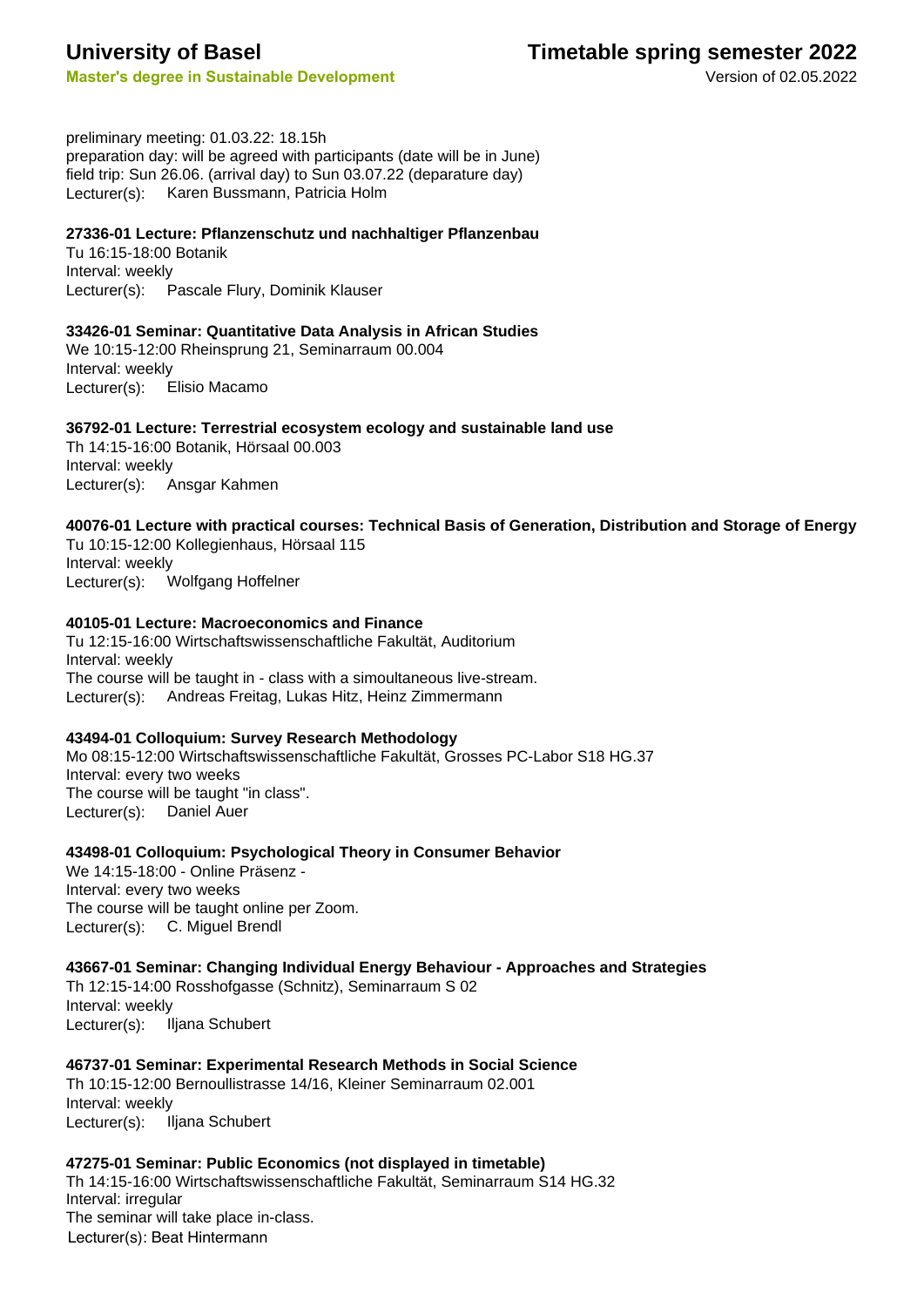preliminary meeting: 01.03.22: 18.15h
preparation day: will be agreed with participants (date will be in June)
field trip: Sun 26.06. (arrival day) to Sun 03.07.22 (deparature day)
Lecturer(s): Karen Bussmann, Patricia Holm

**27336-01 Lecture: Pflanzenschutz und nachhaltiger Pflanzenbau**
Tu 16:15-18:00 Botanik
Interval: weekly
Lecturer(s): Pascale Flury, Dominik Klauser

**33426-01 Seminar: Quantitative Data Analysis in African Studies**
We 10:15-12:00 Rheinsprung 21, Seminarraum 00.004
Interval: weekly
Lecturer(s): Elisio Macamo

**36792-01 Lecture: Terrestrial ecosystem ecology and sustainable land use**
Th 14:15-16:00 Botanik, Hörsaal 00.003
Interval: weekly
Lecturer(s): Ansgar Kahmen

**40076-01 Lecture with practical courses: Technical Basis of Generation, Distribution and Storage of Energy**
Tu 10:15-12:00 Kollegienhaus, Hörsaal 115
Interval: weekly
Lecturer(s): Wolfgang Hoffelner

**40105-01 Lecture: Macroeconomics and Finance**
Tu 12:15-16:00 Wirtschaftswissenschaftliche Fakultät, Auditorium
Interval: weekly
The course will be taught in - class with a simoultaneous live-stream.
Lecturer(s): Andreas Freitag, Lukas Hitz, Heinz Zimmermann

**43494-01 Colloquium: Survey Research Methodology**
Mo 08:15-12:00 Wirtschaftswissenschaftliche Fakultät, Grosses PC-Labor S18 HG.37
Interval: every two weeks
The course will be taught "in class".
Lecturer(s): Daniel Auer

**43498-01 Colloquium: Psychological Theory in Consumer Behavior**
We 14:15-18:00 - Online Präsenz -
Interval: every two weeks
The course will be taught online per Zoom.
Lecturer(s): C. Miguel Brendl

**43667-01 Seminar: Changing Individual Energy Behaviour - Approaches and Strategies**
Th 12:15-14:00 Rosshofgasse (Schnitz), Seminarraum S 02
Interval: weekly
Lecturer(s): Iljana Schubert

**46737-01 Seminar: Experimental Research Methods in Social Science**
Th 10:15-12:00 Bernoullistrasse 14/16, Kleiner Seminarraum 02.001
Interval: weekly
Lecturer(s): Iljana Schubert

**47275-01 Seminar: Public Economics (not displayed in timetable)**
Th 14:15-16:00 Wirtschaftswissenschaftliche Fakultät, Seminarraum S14 HG.32
Interval: irregular
The seminar will take place in-class.
Lecturer(s): Beat Hintermann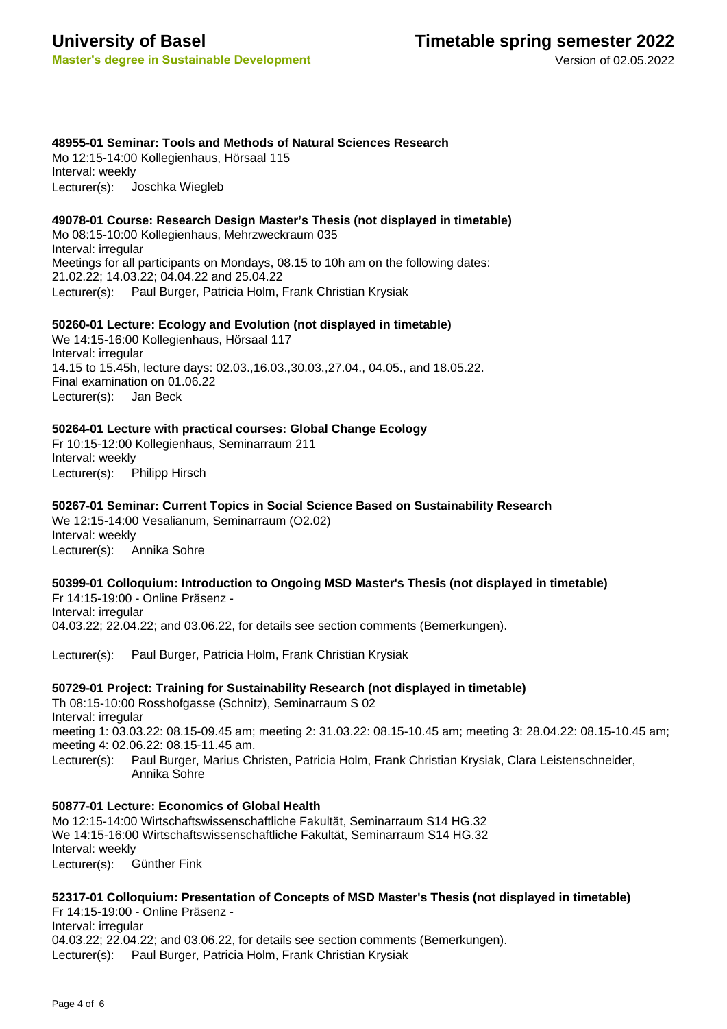### 48955-01 Seminar: Tools and Methods of Natural Sciences Research

Mo 12:15-14:00 Kollegienhaus, Hörsaal 115
Interval: weekly
Lecturer(s): Joschka Wiegleb

### 49078-01 Course: Research Design Master's Thesis (not displayed in timetable)

Mo 08:15-10:00 Kollegienhaus, Mehrzweckraum 035
Interval: irregular
Meetings for all participants on Mondays, 08.15 to 10h am on the following dates:
21.02.22; 14.03.22; 04.04.22 and 25.04.22
Lecturer(s): Paul Burger, Patricia Holm, Frank Christian Krysiak

### 50260-01 Lecture: Ecology and Evolution (not displayed in timetable)

We 14:15-16:00 Kollegienhaus, Hörsaal 117
Interval: irregular
14.15 to 15.45h, lecture days: 02.03.,16.03.,30.03.,27.04., 04.05., and 18.05.22.
Final examination on 01.06.22
Lecturer(s): Jan Beck

### 50264-01 Lecture with practical courses: Global Change Ecology

Fr 10:15-12:00 Kollegienhaus, Seminarraum 211
Interval: weekly
Lecturer(s): Philipp Hirsch

### 50267-01 Seminar: Current Topics in Social Science Based on Sustainability Research

We 12:15-14:00 Vesalianum, Seminarraum (O2.02)
Interval: weekly
Lecturer(s): Annika Sohre

### 50399-01 Colloquium: Introduction to Ongoing MSD Master's Thesis (not displayed in timetable)

Fr 14:15-19:00 - Online Präsenz -
Interval: irregular
04.03.22; 22.04.22; and 03.06.22, for details see section comments (Bemerkungen).

Lecturer(s): Paul Burger, Patricia Holm, Frank Christian Krysiak

### 50729-01 Project: Training for Sustainability Research (not displayed in timetable)

Th 08:15-10:00 Rosshofgasse (Schnitz), Seminarraum S 02
Interval: irregular
meeting 1: 03.03.22: 08.15-09.45 am; meeting 2: 31.03.22: 08.15-10.45 am; meeting 3: 28.04.22: 08.15-10.45 am; meeting 4: 02.06.22: 08.15-11.45 am.
Lecturer(s): Paul Burger, Marius Christen, Patricia Holm, Frank Christian Krysiak, Clara Leistenschneider, Annika Sohre

### 50877-01 Lecture: Economics of Global Health

Mo 12:15-14:00 Wirtschaftswissenschaftliche Fakultät, Seminarraum S14 HG.32
We 14:15-16:00 Wirtschaftswissenschaftliche Fakultät, Seminarraum S14 HG.32
Interval: weekly
Lecturer(s): Günther Fink

### 52317-01 Colloquium: Presentation of Concepts of MSD Master's Thesis (not displayed in timetable)

Fr 14:15-19:00 - Online Präsenz -
Interval: irregular
04.03.22; 22.04.22; and 03.06.22, for details see section comments (Bemerkungen).
Lecturer(s): Paul Burger, Patricia Holm, Frank Christian Krysiak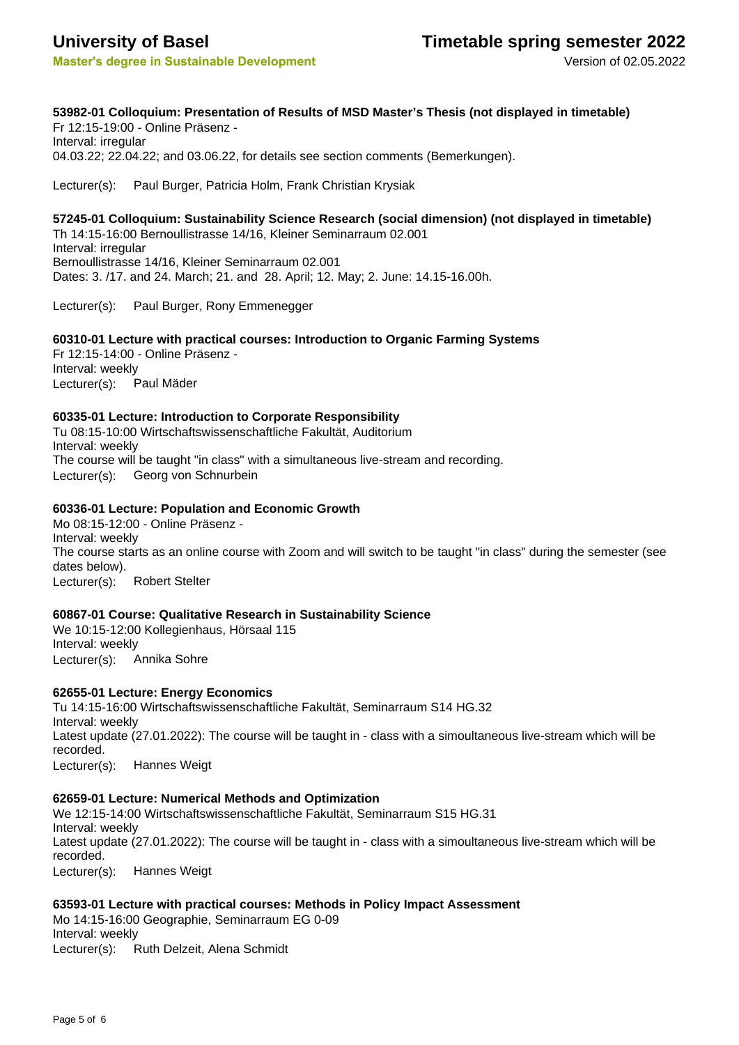**University of Basel** **Timetable spring semester 2022**

**Master's degree in Sustainable Development** Version of 02.05.2022

**53982-01 Colloquium: Presentation of Results of MSD Master’s Thesis (not displayed in timetable)**
Fr 12:15-19:00 - Online Präsenz -
Interval: irregular
04.03.22; 22.04.22; and 03.06.22, for details see section comments (Bemerkungen).

Lecturer(s): Paul Burger, Patricia Holm, Frank Christian Krysiak

**57245-01 Colloquium: Sustainability Science Research (social dimension) (not displayed in timetable)**
Th 14:15-16:00 Bernoullistrasse 14/16, Kleiner Seminarraum 02.001
Interval: irregular
Bernoullistrasse 14/16, Kleiner Seminarraum 02.001
Dates: 3. /17. and 24. March; 21. and 28. April; 12. May; 2. June: 14.15-16.00h.

Lecturer(s): Paul Burger, Rony Emmenegger

**60310-01 Lecture with practical courses: Introduction to Organic Farming Systems**
Fr 12:15-14:00 - Online Präsenz -
Interval: weekly
Lecturer(s): Paul Mäder

**60335-01 Lecture: Introduction to Corporate Responsibility**
Tu 08:15-10:00 Wirtschaftswissenschaftliche Fakultät, Auditorium
Interval: weekly
The course will be taught "in class" with a simultaneous live-stream and recording.
Lecturer(s): Georg von Schnurbein

**60336-01 Lecture: Population and Economic Growth**
Mo 08:15-12:00 - Online Präsenz -
Interval: weekly
The course starts as an online course with Zoom and will switch to be taught "in class" during the semester (see dates below).
Lecturer(s): Robert Stelter

**60867-01 Course: Qualitative Research in Sustainability Science**
We 10:15-12:00 Kollegienhaus, Hörsaal 115
Interval: weekly
Lecturer(s): Annika Sohre

**62655-01 Lecture: Energy Economics**
Tu 14:15-16:00 Wirtschaftswissenschaftliche Fakultät, Seminarraum S14 HG.32
Interval: weekly
Latest update (27.01.2022): The course will be taught in - class with a simoultaneous live-stream which will be recorded.
Lecturer(s): Hannes Weigt

**62659-01 Lecture: Numerical Methods and Optimization**
We 12:15-14:00 Wirtschaftswissenschaftliche Fakultät, Seminarraum S15 HG.31
Interval: weekly
Latest update (27.01.2022): The course will be taught in - class with a simoultaneous live-stream which will be recorded.
Lecturer(s): Hannes Weigt

**63593-01 Lecture with practical courses: Methods in Policy Impact Assessment**
Mo 14:15-16:00 Geographie, Seminarraum EG 0-09
Interval: weekly
Lecturer(s): Ruth Delzeit, Alena Schmidt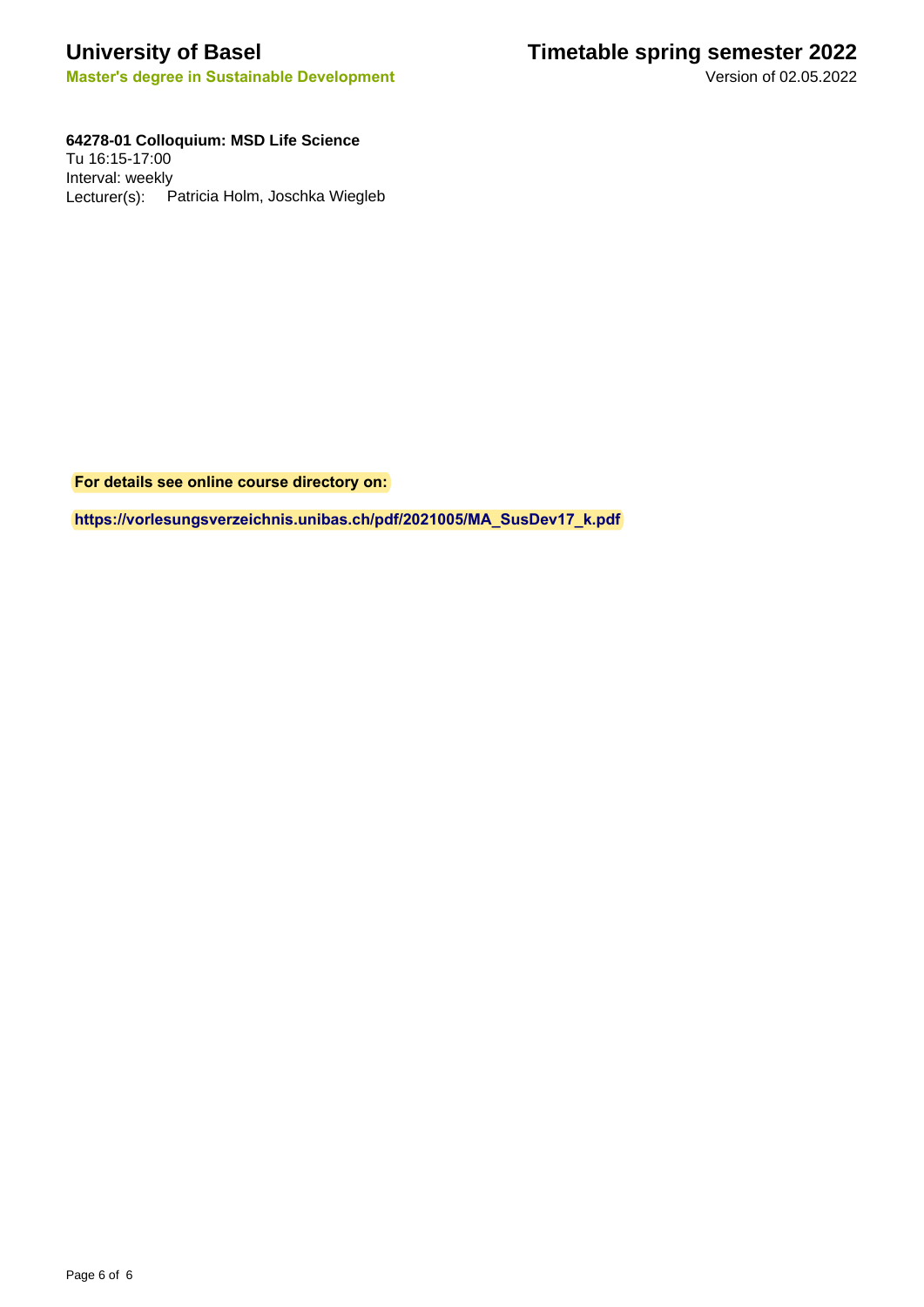**64278-01 Colloquium: MSD Life Science**
Tu 16:15-17:00
Interval: weekly
Lecturer(s): Patricia Holm, Joschka Wiegleb

**For details see online course directory on:**

**https://vorlesungsverzeichnis.unibas.ch/pdf/2021005/MA_SusDev17_k.pdf**